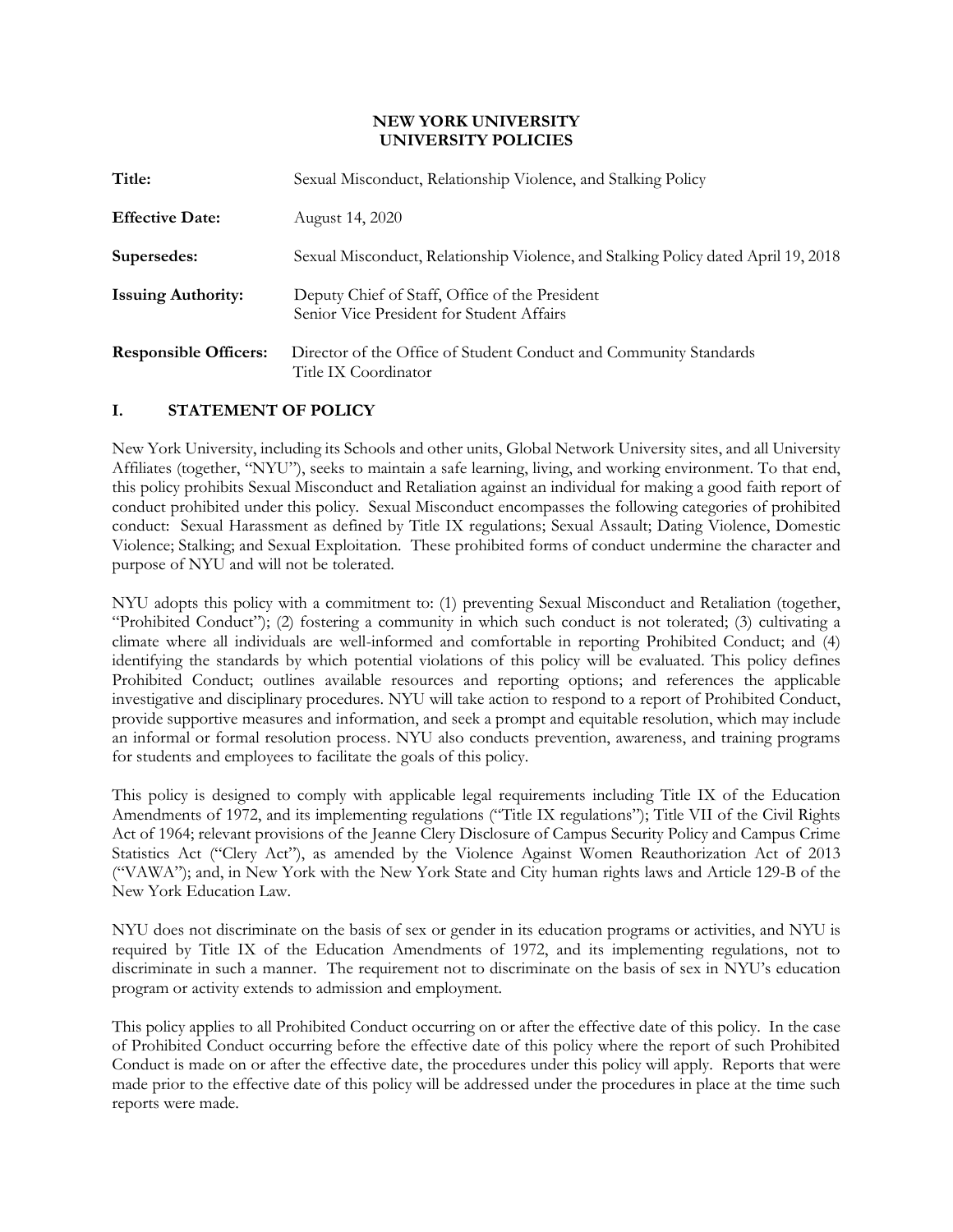**NEW YORK UNIVERSITY**
**UNIVERSITY POLICIES**

| | |
|---|---|
| **Title:** | Sexual Misconduct, Relationship Violence, and Stalking Policy |
| **Effective Date:** | August 14, 2020 |
| **Supersedes:** | Sexual Misconduct, Relationship Violence, and Stalking Policy dated April 19, 2018 |
| **Issuing Authority:** | Deputy Chief of Staff, Office of the President<br>Senior Vice President for Student Affairs |
| **Responsible Officers:** | Director of the Office of Student Conduct and Community Standards<br>Title IX Coordinator |

## I. STATEMENT OF POLICY

New York University, including its Schools and other units, Global Network University sites, and all University Affiliates (together, "NYU"), seeks to maintain a safe learning, living, and working environment. To that end, this policy prohibits Sexual Misconduct and Retaliation against an individual for making a good faith report of conduct prohibited under this policy. Sexual Misconduct encompasses the following categories of prohibited conduct: Sexual Harassment as defined by Title IX regulations; Sexual Assault; Dating Violence, Domestic Violence; Stalking; and Sexual Exploitation. These prohibited forms of conduct undermine the character and purpose of NYU and will not be tolerated.

NYU adopts this policy with a commitment to: (1) preventing Sexual Misconduct and Retaliation (together, "Prohibited Conduct"); (2) fostering a community in which such conduct is not tolerated; (3) cultivating a climate where all individuals are well-informed and comfortable in reporting Prohibited Conduct; and (4) identifying the standards by which potential violations of this policy will be evaluated. This policy defines Prohibited Conduct; outlines available resources and reporting options; and references the applicable investigative and disciplinary procedures. NYU will take action to respond to a report of Prohibited Conduct, provide supportive measures and information, and seek a prompt and equitable resolution, which may include an informal or formal resolution process. NYU also conducts prevention, awareness, and training programs for students and employees to facilitate the goals of this policy.

This policy is designed to comply with applicable legal requirements including Title IX of the Education Amendments of 1972, and its implementing regulations ("Title IX regulations"); Title VII of the Civil Rights Act of 1964; relevant provisions of the Jeanne Clery Disclosure of Campus Security Policy and Campus Crime Statistics Act ("Clery Act"), as amended by the Violence Against Women Reauthorization Act of 2013 ("VAWA"); and, in New York with the New York State and City human rights laws and Article 129-B of the New York Education Law.

NYU does not discriminate on the basis of sex or gender in its education programs or activities, and NYU is required by Title IX of the Education Amendments of 1972, and its implementing regulations, not to discriminate in such a manner. The requirement not to discriminate on the basis of sex in NYU's education program or activity extends to admission and employment.

This policy applies to all Prohibited Conduct occurring on or after the effective date of this policy. In the case of Prohibited Conduct occurring before the effective date of this policy where the report of such Prohibited Conduct is made on or after the effective date, the procedures under this policy will apply. Reports that were made prior to the effective date of this policy will be addressed under the procedures in place at the time such reports were made.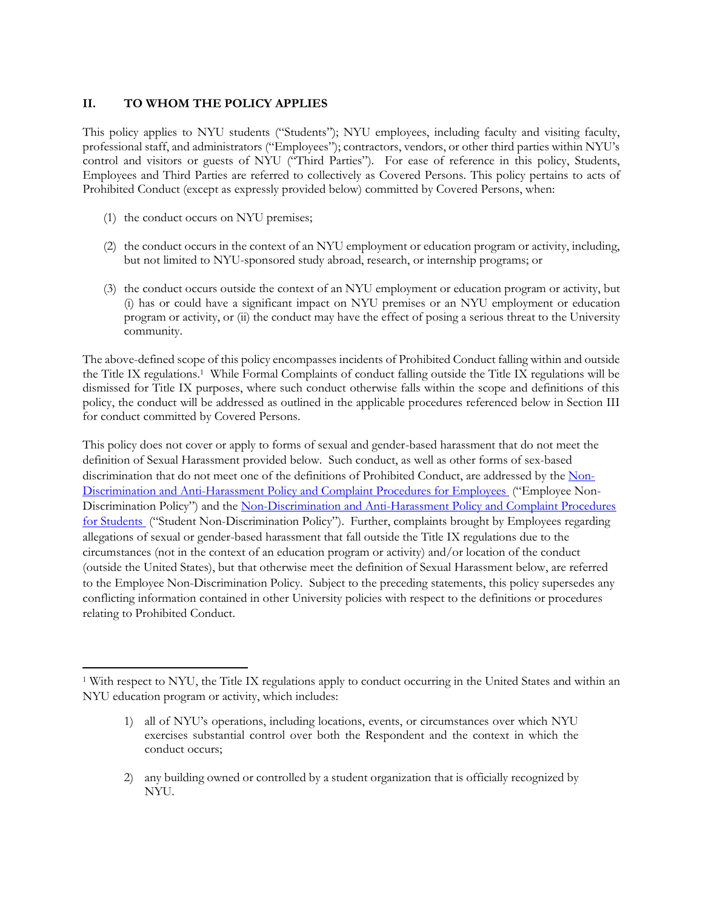## II. TO WHOM THE POLICY APPLIES

This policy applies to NYU students ("Students"); NYU employees, including faculty and visiting faculty, professional staff, and administrators ("Employees"); contractors, vendors, or other third parties within NYU's control and visitors or guests of NYU ("Third Parties"). For ease of reference in this policy, Students, Employees and Third Parties are referred to collectively as Covered Persons. This policy pertains to acts of Prohibited Conduct (except as expressly provided below) committed by Covered Persons, when:

(1) the conduct occurs on NYU premises;

(2) the conduct occurs in the context of an NYU employment or education program or activity, including, but not limited to NYU-sponsored study abroad, research, or internship programs; or

(3) the conduct occurs outside the context of an NYU employment or education program or activity, but (i) has or could have a significant impact on NYU premises or an NYU employment or education program or activity, or (ii) the conduct may have the effect of posing a serious threat to the University community.

The above-defined scope of this policy encompasses incidents of Prohibited Conduct falling within and outside the Title IX regulations.[1] While Formal Complaints of conduct falling outside the Title IX regulations will be dismissed for Title IX purposes, where such conduct otherwise falls within the scope and definitions of this policy, the conduct will be addressed as outlined in the applicable procedures referenced below in Section III for conduct committed by Covered Persons.

This policy does not cover or apply to forms of sexual and gender-based harassment that do not meet the definition of Sexual Harassment provided below. Such conduct, as well as other forms of sex-based discrimination that do not meet one of the definitions of Prohibited Conduct, are addressed by the Non-Discrimination and Anti-Harassment Policy and Complaint Procedures for Employees ("Employee Non-Discrimination Policy") and the Non-Discrimination and Anti-Harassment Policy and Complaint Procedures for Students ("Student Non-Discrimination Policy"). Further, complaints brought by Employees regarding allegations of sexual or gender-based harassment that fall outside the Title IX regulations due to the circumstances (not in the context of an education program or activity) and/or location of the conduct (outside the United States), but that otherwise meet the definition of Sexual Harassment below, are referred to the Employee Non-Discrimination Policy. Subject to the preceding statements, this policy supersedes any conflicting information contained in other University policies with respect to the definitions or procedures relating to Prohibited Conduct.

---

[1] With respect to NYU, the Title IX regulations apply to conduct occurring in the United States and within an NYU education program or activity, which includes:

1) all of NYU's operations, including locations, events, or circumstances over which NYU exercises substantial control over both the Respondent and the context in which the conduct occurs;

2) any building owned or controlled by a student organization that is officially recognized by NYU.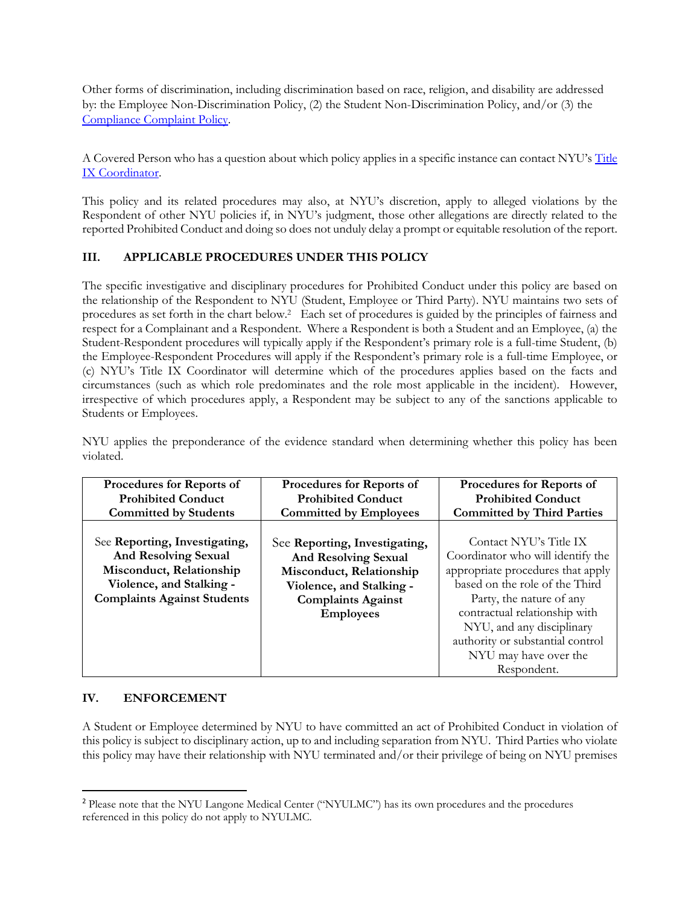Other forms of discrimination, including discrimination based on race, religion, and disability are addressed by: the Employee Non-Discrimination Policy, (2) the Student Non-Discrimination Policy, and/or (3) the Compliance Complaint Policy.

A Covered Person who has a question about which policy applies in a specific instance can contact NYU's Title IX Coordinator.

This policy and its related procedures may also, at NYU's discretion, apply to alleged violations by the Respondent of other NYU policies if, in NYU's judgment, those other allegations are directly related to the reported Prohibited Conduct and doing so does not unduly delay a prompt or equitable resolution of the report.

## III. APPLICABLE PROCEDURES UNDER THIS POLICY

The specific investigative and disciplinary procedures for Prohibited Conduct under this policy are based on the relationship of the Respondent to NYU (Student, Employee or Third Party). NYU maintains two sets of procedures as set forth in the chart below.[2] Each set of procedures is guided by the principles of fairness and respect for a Complainant and a Respondent. Where a Respondent is both a Student and an Employee, (a) the Student-Respondent procedures will typically apply if the Respondent's primary role is a full-time Student, (b) the Employee-Respondent Procedures will apply if the Respondent's primary role is a full-time Employee, or (c) NYU's Title IX Coordinator will determine which of the procedures applies based on the facts and circumstances (such as which role predominates and the role most applicable in the incident). However, irrespective of which procedures apply, a Respondent may be subject to any of the sanctions applicable to Students or Employees.

NYU applies the preponderance of the evidence standard when determining whether this policy has been violated.

| Procedures for Reports of Prohibited Conduct Committed by Students | Procedures for Reports of Prohibited Conduct Committed by Employees | Procedures for Reports of Prohibited Conduct Committed by Third Parties |
|---|---|---|
| See **Reporting, Investigating, And Resolving Sexual Misconduct, Relationship Violence, and Stalking - Complaints Against Students** | See **Reporting, Investigating, And Resolving Sexual Misconduct, Relationship Violence, and Stalking - Complaints Against Employees** | Contact NYU's Title IX Coordinator who will identify the appropriate procedures that apply based on the role of the Third Party, the nature of any contractual relationship with NYU, and any disciplinary authority or substantial control NYU may have over the Respondent. |

## IV. ENFORCEMENT

A Student or Employee determined by NYU to have committed an act of Prohibited Conduct in violation of this policy is subject to disciplinary action, up to and including separation from NYU. Third Parties who violate this policy may have their relationship with NYU terminated and/or their privilege of being on NYU premises

[2] Please note that the NYU Langone Medical Center ("NYULMC") has its own procedures and the procedures referenced in this policy do not apply to NYULMC.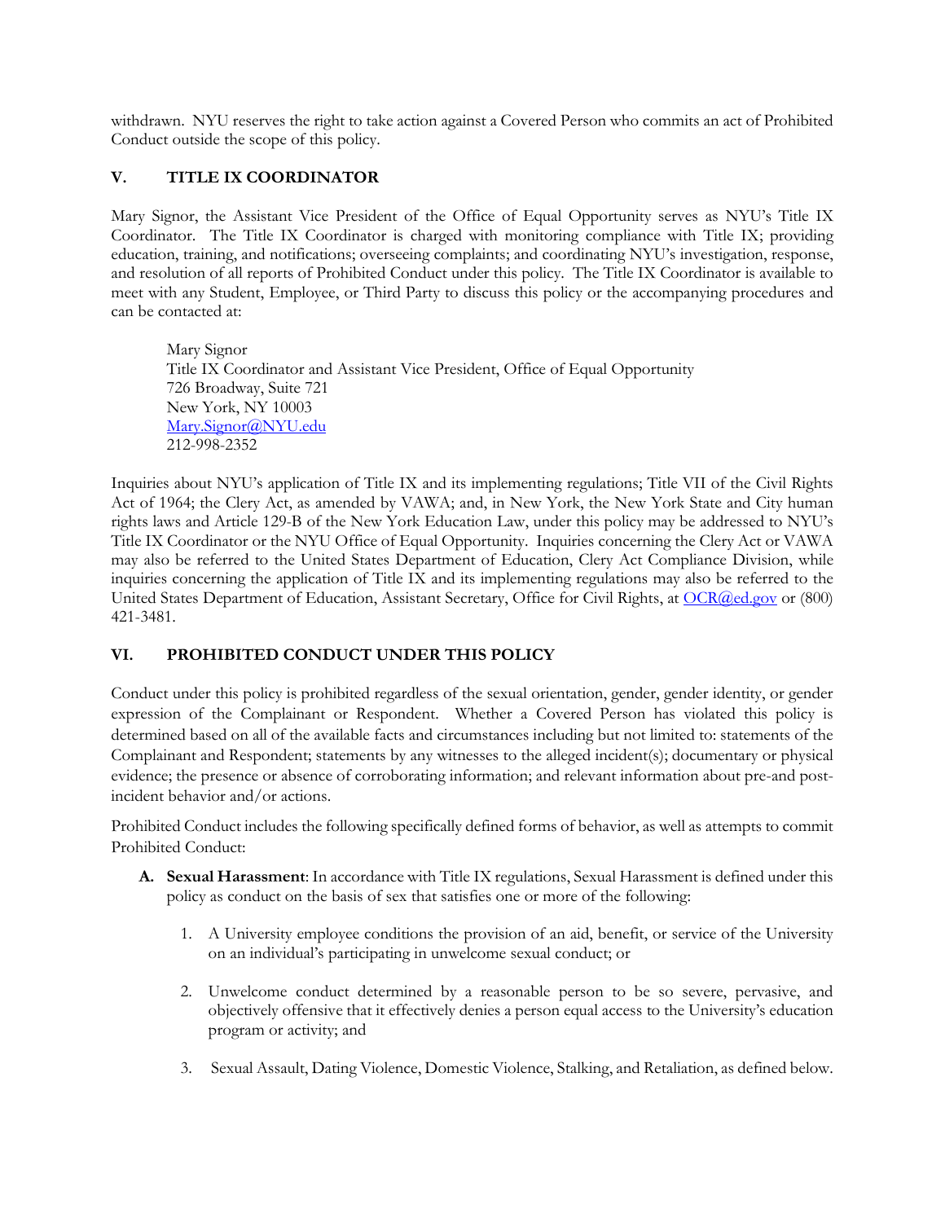withdrawn. NYU reserves the right to take action against a Covered Person who commits an act of Prohibited Conduct outside the scope of this policy.

## V. TITLE IX COORDINATOR

Mary Signor, the Assistant Vice President of the Office of Equal Opportunity serves as NYU's Title IX Coordinator. The Title IX Coordinator is charged with monitoring compliance with Title IX; providing education, training, and notifications; overseeing complaints; and coordinating NYU's investigation, response, and resolution of all reports of Prohibited Conduct under this policy. The Title IX Coordinator is available to meet with any Student, Employee, or Third Party to discuss this policy or the accompanying procedures and can be contacted at:

> Mary Signor
> Title IX Coordinator and Assistant Vice President, Office of Equal Opportunity
> 726 Broadway, Suite 721
> New York, NY 10003
> Mary.Signor@NYU.edu
> 212-998-2352

Inquiries about NYU's application of Title IX and its implementing regulations; Title VII of the Civil Rights Act of 1964; the Clery Act, as amended by VAWA; and, in New York, the New York State and City human rights laws and Article 129-B of the New York Education Law, under this policy may be addressed to NYU's Title IX Coordinator or the NYU Office of Equal Opportunity. Inquiries concerning the Clery Act or VAWA may also be referred to the United States Department of Education, Clery Act Compliance Division, while inquiries concerning the application of Title IX and its implementing regulations may also be referred to the United States Department of Education, Assistant Secretary, Office for Civil Rights, at OCR@ed.gov or (800) 421-3481.

## VI. PROHIBITED CONDUCT UNDER THIS POLICY

Conduct under this policy is prohibited regardless of the sexual orientation, gender, gender identity, or gender expression of the Complainant or Respondent. Whether a Covered Person has violated this policy is determined based on all of the available facts and circumstances including but not limited to: statements of the Complainant and Respondent; statements by any witnesses to the alleged incident(s); documentary or physical evidence; the presence or absence of corroborating information; and relevant information about pre-and post-incident behavior and/or actions.

Prohibited Conduct includes the following specifically defined forms of behavior, as well as attempts to commit Prohibited Conduct:

**A. Sexual Harassment**: In accordance with Title IX regulations, Sexual Harassment is defined under this policy as conduct on the basis of sex that satisfies one or more of the following:

1. A University employee conditions the provision of an aid, benefit, or service of the University on an individual's participating in unwelcome sexual conduct; or

2. Unwelcome conduct determined by a reasonable person to be so severe, pervasive, and objectively offensive that it effectively denies a person equal access to the University's education program or activity; and

3. Sexual Assault, Dating Violence, Domestic Violence, Stalking, and Retaliation, as defined below.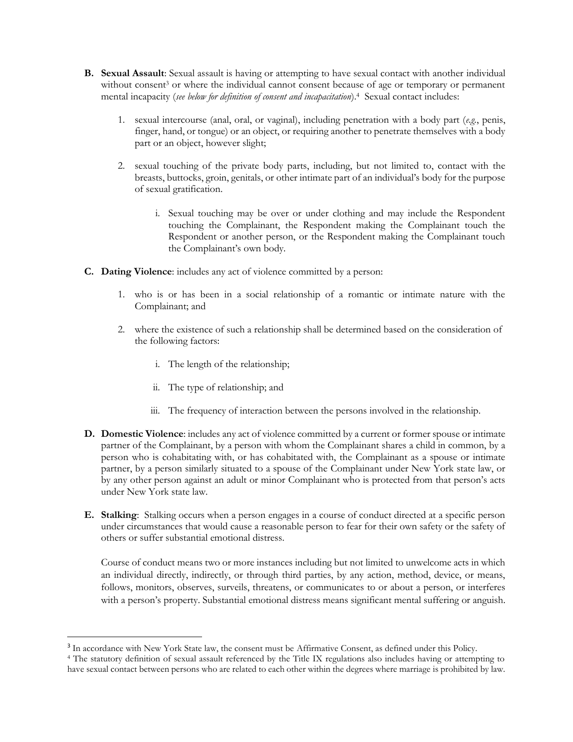**B. Sexual Assault**: Sexual assault is having or attempting to have sexual contact with another individual without consent[3] or where the individual cannot consent because of age or temporary or permanent mental incapacity (*see below for definition of consent and incapacitation*).[4] Sexual contact includes:

1. sexual intercourse (anal, oral, or vaginal), including penetration with a body part (*e.g.*, penis, finger, hand, or tongue) or an object, or requiring another to penetrate themselves with a body part or an object, however slight;

2. sexual touching of the private body parts, including, but not limited to, contact with the breasts, buttocks, groin, genitals, or other intimate part of an individual's body for the purpose of sexual gratification.

    i. Sexual touching may be over or under clothing and may include the Respondent touching the Complainant, the Respondent making the Complainant touch the Respondent or another person, or the Respondent making the Complainant touch the Complainant's own body.

**C. Dating Violence**: includes any act of violence committed by a person:

1. who is or has been in a social relationship of a romantic or intimate nature with the Complainant; and

2. where the existence of such a relationship shall be determined based on the consideration of the following factors:

    i. The length of the relationship;

    ii. The type of relationship; and

    iii. The frequency of interaction between the persons involved in the relationship.

**D. Domestic Violence**: includes any act of violence committed by a current or former spouse or intimate partner of the Complainant, by a person with whom the Complainant shares a child in common, by a person who is cohabitating with, or has cohabitated with, the Complainant as a spouse or intimate partner, by a person similarly situated to a spouse of the Complainant under New York state law, or by any other person against an adult or minor Complainant who is protected from that person's acts under New York state law.

**E. Stalking**: Stalking occurs when a person engages in a course of conduct directed at a specific person under circumstances that would cause a reasonable person to fear for their own safety or the safety of others or suffer substantial emotional distress.

Course of conduct means two or more instances including but not limited to unwelcome acts in which an individual directly, indirectly, or through third parties, by any action, method, device, or means, follows, monitors, observes, surveils, threatens, or communicates to or about a person, or interferes with a person's property. Substantial emotional distress means significant mental suffering or anguish.

---

[3] In accordance with New York State law, the consent must be Affirmative Consent, as defined under this Policy.

[4] The statutory definition of sexual assault referenced by the Title IX regulations also includes having or attempting to have sexual contact between persons who are related to each other within the degrees where marriage is prohibited by law.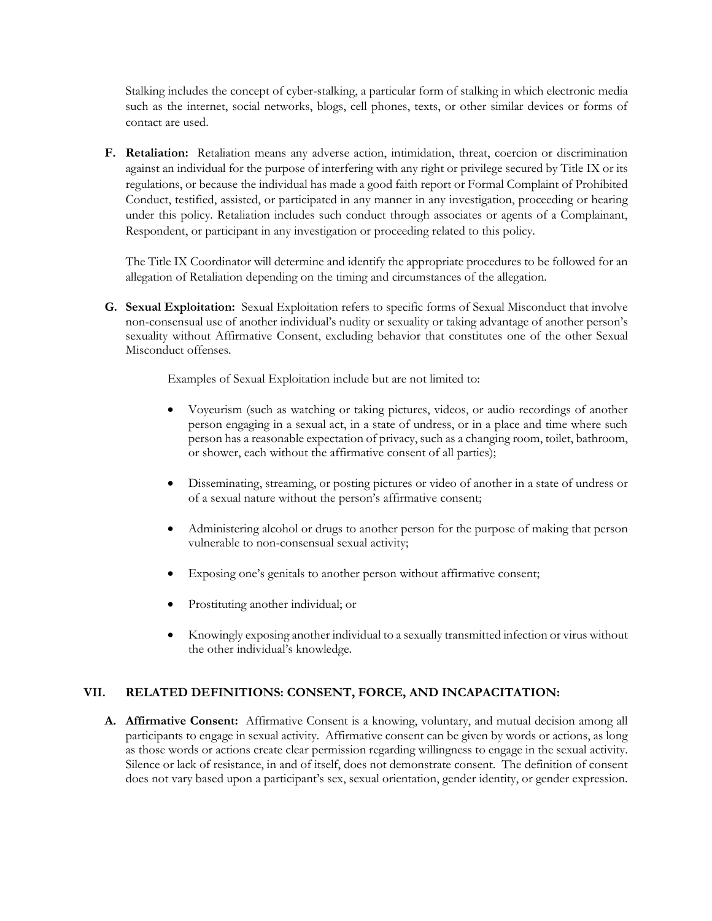Stalking includes the concept of cyber-stalking, a particular form of stalking in which electronic media such as the internet, social networks, blogs, cell phones, texts, or other similar devices or forms of contact are used.

**F. Retaliation:** Retaliation means any adverse action, intimidation, threat, coercion or discrimination against an individual for the purpose of interfering with any right or privilege secured by Title IX or its regulations, or because the individual has made a good faith report or Formal Complaint of Prohibited Conduct, testified, assisted, or participated in any manner in any investigation, proceeding or hearing under this policy. Retaliation includes such conduct through associates or agents of a Complainant, Respondent, or participant in any investigation or proceeding related to this policy.

The Title IX Coordinator will determine and identify the appropriate procedures to be followed for an allegation of Retaliation depending on the timing and circumstances of the allegation.

**G. Sexual Exploitation:** Sexual Exploitation refers to specific forms of Sexual Misconduct that involve non-consensual use of another individual's nudity or sexuality or taking advantage of another person's sexuality without Affirmative Consent, excluding behavior that constitutes one of the other Sexual Misconduct offenses.

Examples of Sexual Exploitation include but are not limited to:

- Voyeurism (such as watching or taking pictures, videos, or audio recordings of another person engaging in a sexual act, in a state of undress, or in a place and time where such person has a reasonable expectation of privacy, such as a changing room, toilet, bathroom, or shower, each without the affirmative consent of all parties);
- Disseminating, streaming, or posting pictures or video of another in a state of undress or of a sexual nature without the person's affirmative consent;
- Administering alcohol or drugs to another person for the purpose of making that person vulnerable to non-consensual sexual activity;
- Exposing one's genitals to another person without affirmative consent;
- Prostituting another individual; or
- Knowingly exposing another individual to a sexually transmitted infection or virus without the other individual's knowledge.

## VII. RELATED DEFINITIONS: CONSENT, FORCE, AND INCAPACITATION:

**A. Affirmative Consent:** Affirmative Consent is a knowing, voluntary, and mutual decision among all participants to engage in sexual activity. Affirmative consent can be given by words or actions, as long as those words or actions create clear permission regarding willingness to engage in the sexual activity. Silence or lack of resistance, in and of itself, does not demonstrate consent. The definition of consent does not vary based upon a participant's sex, sexual orientation, gender identity, or gender expression.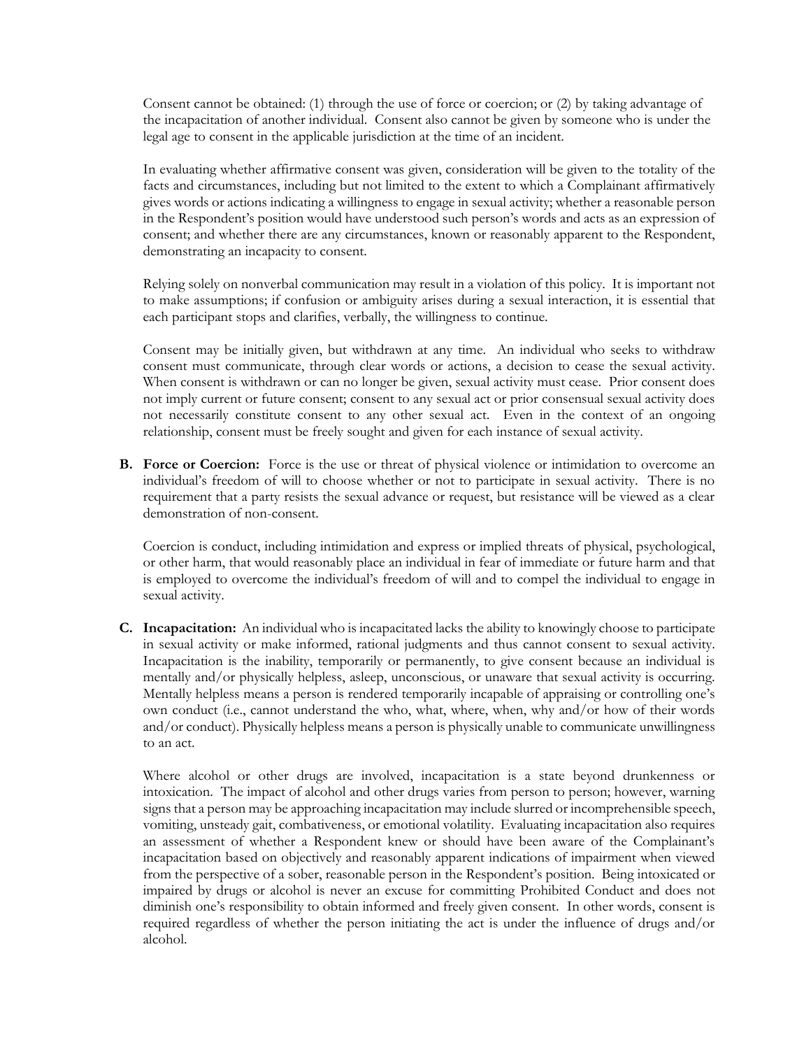Consent cannot be obtained: (1) through the use of force or coercion; or (2) by taking advantage of the incapacitation of another individual. Consent also cannot be given by someone who is under the legal age to consent in the applicable jurisdiction at the time of an incident.

In evaluating whether affirmative consent was given, consideration will be given to the totality of the facts and circumstances, including but not limited to the extent to which a Complainant affirmatively gives words or actions indicating a willingness to engage in sexual activity; whether a reasonable person in the Respondent's position would have understood such person's words and acts as an expression of consent; and whether there are any circumstances, known or reasonably apparent to the Respondent, demonstrating an incapacity to consent.

Relying solely on nonverbal communication may result in a violation of this policy. It is important not to make assumptions; if confusion or ambiguity arises during a sexual interaction, it is essential that each participant stops and clarifies, verbally, the willingness to continue.

Consent may be initially given, but withdrawn at any time. An individual who seeks to withdraw consent must communicate, through clear words or actions, a decision to cease the sexual activity. When consent is withdrawn or can no longer be given, sexual activity must cease. Prior consent does not imply current or future consent; consent to any sexual act or prior consensual sexual activity does not necessarily constitute consent to any other sexual act. Even in the context of an ongoing relationship, consent must be freely sought and given for each instance of sexual activity.

**B. Force or Coercion:** Force is the use or threat of physical violence or intimidation to overcome an individual's freedom of will to choose whether or not to participate in sexual activity. There is no requirement that a party resists the sexual advance or request, but resistance will be viewed as a clear demonstration of non-consent.

Coercion is conduct, including intimidation and express or implied threats of physical, psychological, or other harm, that would reasonably place an individual in fear of immediate or future harm and that is employed to overcome the individual's freedom of will and to compel the individual to engage in sexual activity.

**C. Incapacitation:** An individual who is incapacitated lacks the ability to knowingly choose to participate in sexual activity or make informed, rational judgments and thus cannot consent to sexual activity. Incapacitation is the inability, temporarily or permanently, to give consent because an individual is mentally and/or physically helpless, asleep, unconscious, or unaware that sexual activity is occurring. Mentally helpless means a person is rendered temporarily incapable of appraising or controlling one's own conduct (i.e., cannot understand the who, what, where, when, why and/or how of their words and/or conduct). Physically helpless means a person is physically unable to communicate unwillingness to an act.

Where alcohol or other drugs are involved, incapacitation is a state beyond drunkenness or intoxication. The impact of alcohol and other drugs varies from person to person; however, warning signs that a person may be approaching incapacitation may include slurred or incomprehensible speech, vomiting, unsteady gait, combativeness, or emotional volatility. Evaluating incapacitation also requires an assessment of whether a Respondent knew or should have been aware of the Complainant's incapacitation based on objectively and reasonably apparent indications of impairment when viewed from the perspective of a sober, reasonable person in the Respondent's position. Being intoxicated or impaired by drugs or alcohol is never an excuse for committing Prohibited Conduct and does not diminish one's responsibility to obtain informed and freely given consent. In other words, consent is required regardless of whether the person initiating the act is under the influence of drugs and/or alcohol.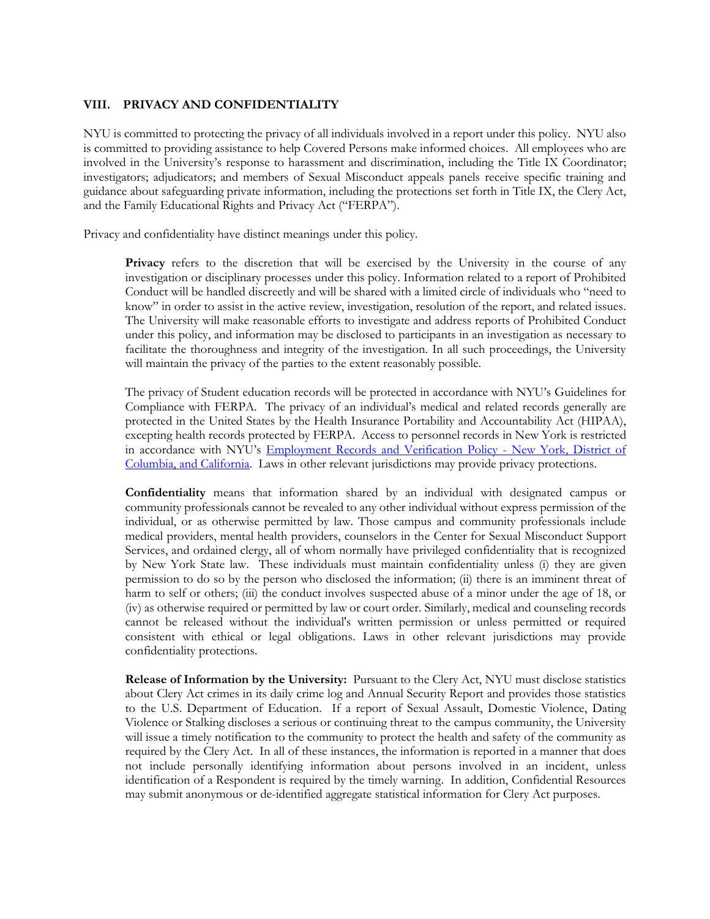## VIII. PRIVACY AND CONFIDENTIALITY

NYU is committed to protecting the privacy of all individuals involved in a report under this policy. NYU also is committed to providing assistance to help Covered Persons make informed choices. All employees who are involved in the University's response to harassment and discrimination, including the Title IX Coordinator; investigators; adjudicators; and members of Sexual Misconduct appeals panels receive specific training and guidance about safeguarding private information, including the protections set forth in Title IX, the Clery Act, and the Family Educational Rights and Privacy Act ("FERPA").

Privacy and confidentiality have distinct meanings under this policy.

> **Privacy** refers to the discretion that will be exercised by the University in the course of any investigation or disciplinary processes under this policy. Information related to a report of Prohibited Conduct will be handled discreetly and will be shared with a limited circle of individuals who "need to know" in order to assist in the active review, investigation, resolution of the report, and related issues. The University will make reasonable efforts to investigate and address reports of Prohibited Conduct under this policy, and information may be disclosed to participants in an investigation as necessary to facilitate the thoroughness and integrity of the investigation. In all such proceedings, the University will maintain the privacy of the parties to the extent reasonably possible.
>
> The privacy of Student education records will be protected in accordance with NYU's Guidelines for Compliance with FERPA. The privacy of an individual's medical and related records generally are protected in the United States by the Health Insurance Portability and Accountability Act (HIPAA), excepting health records protected by FERPA. Access to personnel records in New York is restricted in accordance with NYU's Employment Records and Verification Policy - New York, District of Columbia, and California. Laws in other relevant jurisdictions may provide privacy protections.
>
> **Confidentiality** means that information shared by an individual with designated campus or community professionals cannot be revealed to any other individual without express permission of the individual, or as otherwise permitted by law. Those campus and community professionals include medical providers, mental health providers, counselors in the Center for Sexual Misconduct Support Services, and ordained clergy, all of whom normally have privileged confidentiality that is recognized by New York State law. These individuals must maintain confidentiality unless (i) they are given permission to do so by the person who disclosed the information; (ii) there is an imminent threat of harm to self or others; (iii) the conduct involves suspected abuse of a minor under the age of 18, or (iv) as otherwise required or permitted by law or court order. Similarly, medical and counseling records cannot be released without the individual's written permission or unless permitted or required consistent with ethical or legal obligations. Laws in other relevant jurisdictions may provide confidentiality protections.
>
> **Release of Information by the University:** Pursuant to the Clery Act, NYU must disclose statistics about Clery Act crimes in its daily crime log and Annual Security Report and provides those statistics to the U.S. Department of Education. If a report of Sexual Assault, Domestic Violence, Dating Violence or Stalking discloses a serious or continuing threat to the campus community, the University will issue a timely notification to the community to protect the health and safety of the community as required by the Clery Act. In all of these instances, the information is reported in a manner that does not include personally identifying information about persons involved in an incident, unless identification of a Respondent is required by the timely warning. In addition, Confidential Resources may submit anonymous or de-identified aggregate statistical information for Clery Act purposes.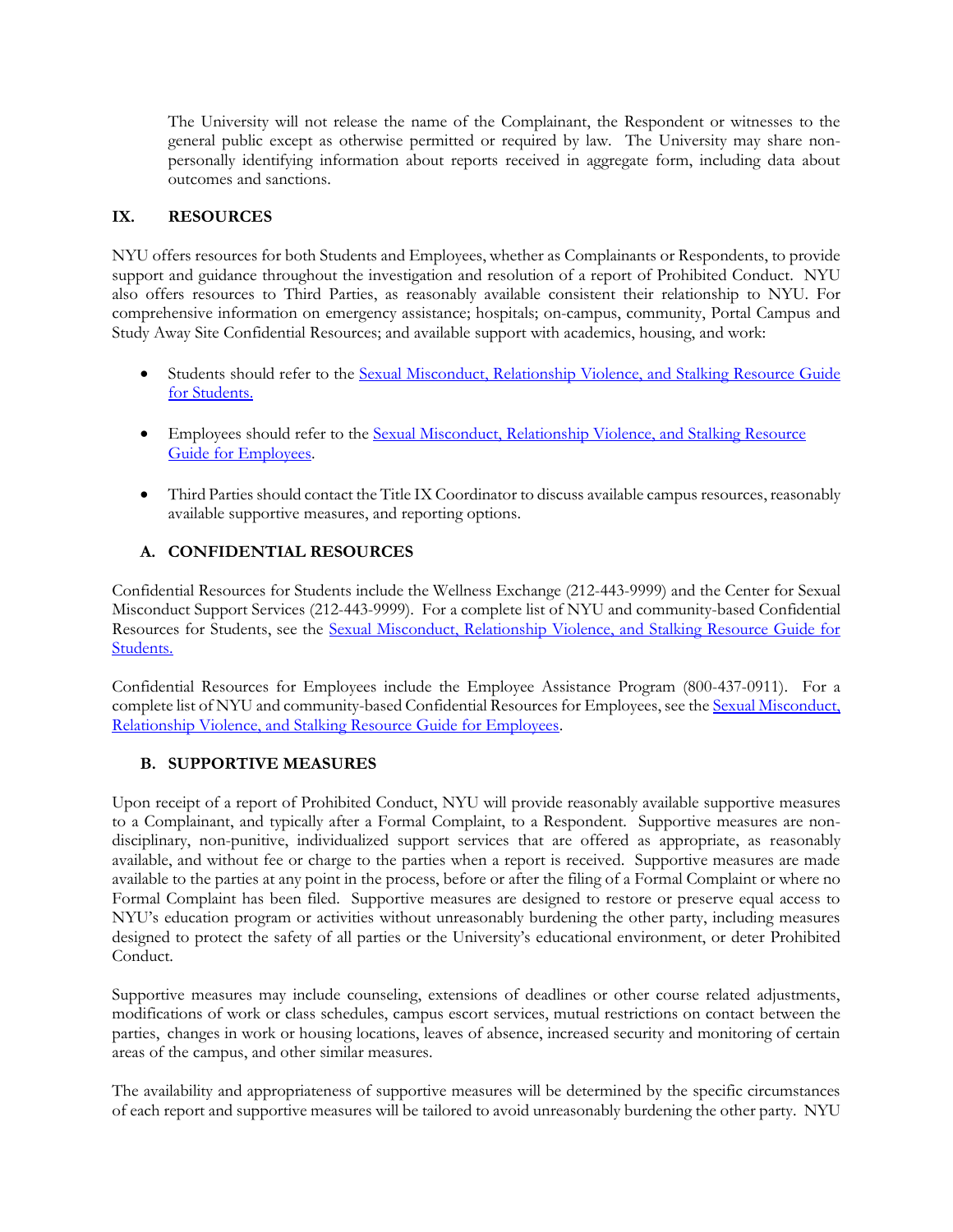The University will not release the name of the Complainant, the Respondent or witnesses to the general public except as otherwise permitted or required by law. The University may share non-personally identifying information about reports received in aggregate form, including data about outcomes and sanctions.

## IX. RESOURCES

NYU offers resources for both Students and Employees, whether as Complainants or Respondents, to provide support and guidance throughout the investigation and resolution of a report of Prohibited Conduct. NYU also offers resources to Third Parties, as reasonably available consistent their relationship to NYU. For comprehensive information on emergency assistance; hospitals; on-campus, community, Portal Campus and Study Away Site Confidential Resources; and available support with academics, housing, and work:

- Students should refer to the Sexual Misconduct, Relationship Violence, and Stalking Resource Guide for Students.

- Employees should refer to the Sexual Misconduct, Relationship Violence, and Stalking Resource Guide for Employees.

- Third Parties should contact the Title IX Coordinator to discuss available campus resources, reasonably available supportive measures, and reporting options.

### A. CONFIDENTIAL RESOURCES

Confidential Resources for Students include the Wellness Exchange (212-443-9999) and the Center for Sexual Misconduct Support Services (212-443-9999). For a complete list of NYU and community-based Confidential Resources for Students, see the Sexual Misconduct, Relationship Violence, and Stalking Resource Guide for Students.

Confidential Resources for Employees include the Employee Assistance Program (800-437-0911). For a complete list of NYU and community-based Confidential Resources for Employees, see the Sexual Misconduct, Relationship Violence, and Stalking Resource Guide for Employees.

### B. SUPPORTIVE MEASURES

Upon receipt of a report of Prohibited Conduct, NYU will provide reasonably available supportive measures to a Complainant, and typically after a Formal Complaint, to a Respondent. Supportive measures are non-disciplinary, non-punitive, individualized support services that are offered as appropriate, as reasonably available, and without fee or charge to the parties when a report is received. Supportive measures are made available to the parties at any point in the process, before or after the filing of a Formal Complaint or where no Formal Complaint has been filed. Supportive measures are designed to restore or preserve equal access to NYU's education program or activities without unreasonably burdening the other party, including measures designed to protect the safety of all parties or the University's educational environment, or deter Prohibited Conduct.

Supportive measures may include counseling, extensions of deadlines or other course related adjustments, modifications of work or class schedules, campus escort services, mutual restrictions on contact between the parties, changes in work or housing locations, leaves of absence, increased security and monitoring of certain areas of the campus, and other similar measures.

The availability and appropriateness of supportive measures will be determined by the specific circumstances of each report and supportive measures will be tailored to avoid unreasonably burdening the other party. NYU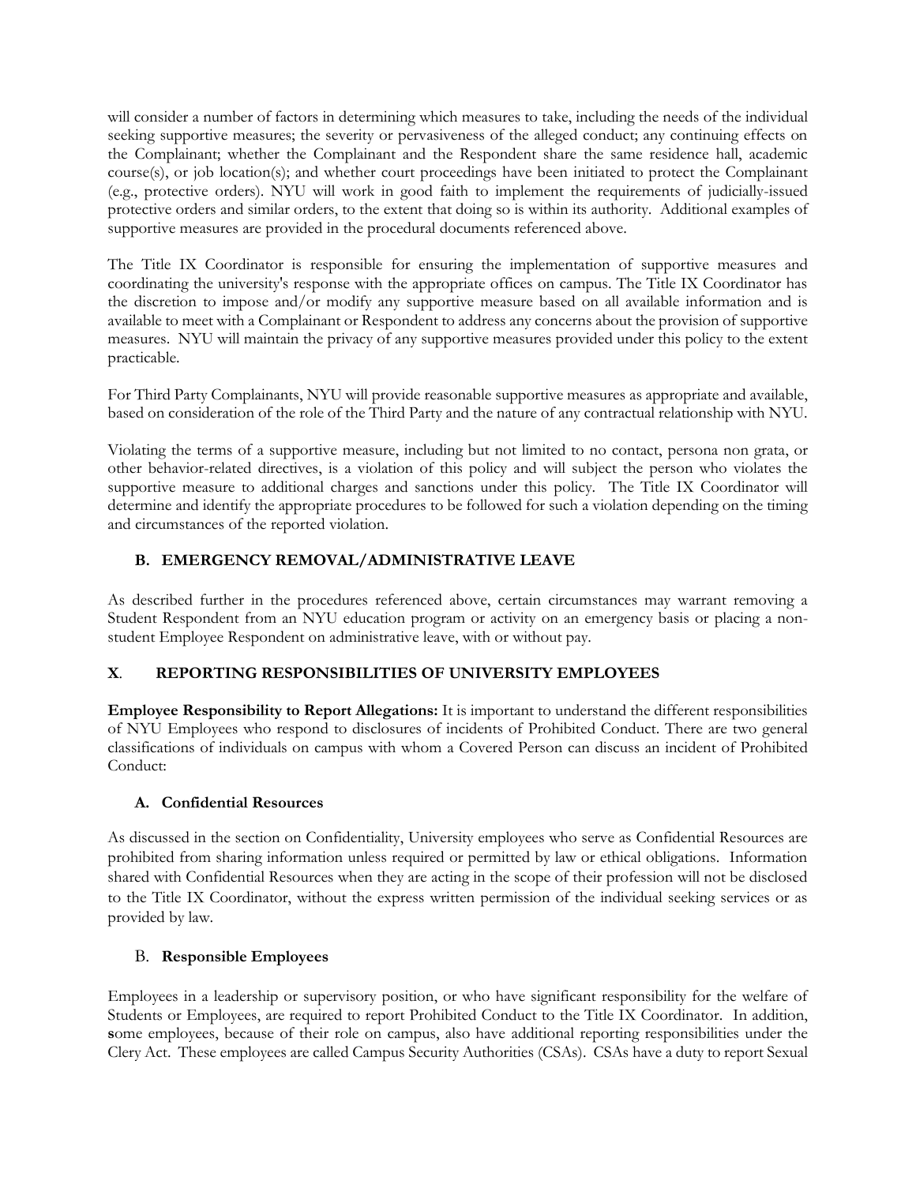will consider a number of factors in determining which measures to take, including the needs of the individual seeking supportive measures; the severity or pervasiveness of the alleged conduct; any continuing effects on the Complainant; whether the Complainant and the Respondent share the same residence hall, academic course(s), or job location(s); and whether court proceedings have been initiated to protect the Complainant (e.g., protective orders). NYU will work in good faith to implement the requirements of judicially-issued protective orders and similar orders, to the extent that doing so is within its authority. Additional examples of supportive measures are provided in the procedural documents referenced above.

The Title IX Coordinator is responsible for ensuring the implementation of supportive measures and coordinating the university's response with the appropriate offices on campus. The Title IX Coordinator has the discretion to impose and/or modify any supportive measure based on all available information and is available to meet with a Complainant or Respondent to address any concerns about the provision of supportive measures. NYU will maintain the privacy of any supportive measures provided under this policy to the extent practicable.

For Third Party Complainants, NYU will provide reasonable supportive measures as appropriate and available, based on consideration of the role of the Third Party and the nature of any contractual relationship with NYU.

Violating the terms of a supportive measure, including but not limited to no contact, persona non grata, or other behavior-related directives, is a violation of this policy and will subject the person who violates the supportive measure to additional charges and sanctions under this policy. The Title IX Coordinator will determine and identify the appropriate procedures to be followed for such a violation depending on the timing and circumstances of the reported violation.

### B. EMERGENCY REMOVAL/ADMINISTRATIVE LEAVE

As described further in the procedures referenced above, certain circumstances may warrant removing a Student Respondent from an NYU education program or activity on an emergency basis or placing a non-student Employee Respondent on administrative leave, with or without pay.

## X. REPORTING RESPONSIBILITIES OF UNIVERSITY EMPLOYEES

**Employee Responsibility to Report Allegations:** It is important to understand the different responsibilities of NYU Employees who respond to disclosures of incidents of Prohibited Conduct. There are two general classifications of individuals on campus with whom a Covered Person can discuss an incident of Prohibited Conduct:

### A. Confidential Resources

As discussed in the section on Confidentiality, University employees who serve as Confidential Resources are prohibited from sharing information unless required or permitted by law or ethical obligations. Information shared with Confidential Resources when they are acting in the scope of their profession will not be disclosed to the Title IX Coordinator, without the express written permission of the individual seeking services or as provided by law.

### B. Responsible Employees

Employees in a leadership or supervisory position, or who have significant responsibility for the welfare of Students or Employees, are required to report Prohibited Conduct to the Title IX Coordinator. In addition, some employees, because of their role on campus, also have additional reporting responsibilities under the Clery Act. These employees are called Campus Security Authorities (CSAs). CSAs have a duty to report Sexual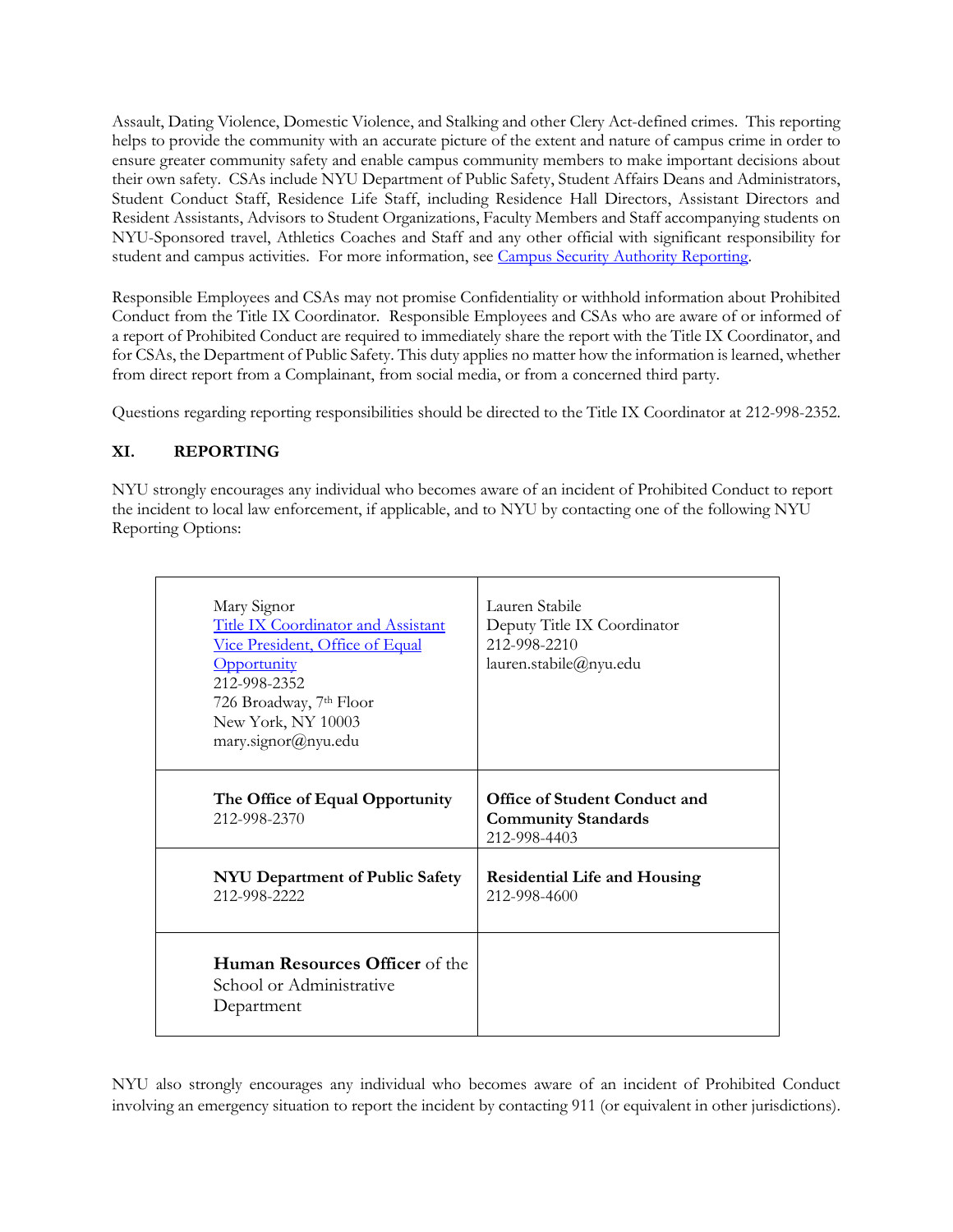Assault, Dating Violence, Domestic Violence, and Stalking and other Clery Act-defined crimes. This reporting helps to provide the community with an accurate picture of the extent and nature of campus crime in order to ensure greater community safety and enable campus community members to make important decisions about their own safety. CSAs include NYU Department of Public Safety, Student Affairs Deans and Administrators, Student Conduct Staff, Residence Life Staff, including Residence Hall Directors, Assistant Directors and Resident Assistants, Advisors to Student Organizations, Faculty Members and Staff accompanying students on NYU-Sponsored travel, Athletics Coaches and Staff and any other official with significant responsibility for student and campus activities. For more information, see Campus Security Authority Reporting.

Responsible Employees and CSAs may not promise Confidentiality or withhold information about Prohibited Conduct from the Title IX Coordinator. Responsible Employees and CSAs who are aware of or informed of a report of Prohibited Conduct are required to immediately share the report with the Title IX Coordinator, and for CSAs, the Department of Public Safety. This duty applies no matter how the information is learned, whether from direct report from a Complainant, from social media, or from a concerned third party.

Questions regarding reporting responsibilities should be directed to the Title IX Coordinator at 212-998-2352.

## XI. REPORTING

NYU strongly encourages any individual who becomes aware of an incident of Prohibited Conduct to report the incident to local law enforcement, if applicable, and to NYU by contacting one of the following NYU Reporting Options:

| | |
|---|---|
| Mary Signor<br>Title IX Coordinator and Assistant Vice President, Office of Equal Opportunity<br>212-998-2352<br>726 Broadway, 7th Floor<br>New York, NY 10003<br>mary.signor@nyu.edu | Lauren Stabile<br>Deputy Title IX Coordinator<br>212-998-2210<br>lauren.stabile@nyu.edu |
| **The Office of Equal Opportunity**<br>212-998-2370 | **Office of Student Conduct and Community Standards**<br>212-998-4403 |
| **NYU Department of Public Safety**<br>212-998-2222 | **Residential Life and Housing**<br>212-998-4600 |
| **Human Resources Officer** of the School or Administrative Department | |

NYU also strongly encourages any individual who becomes aware of an incident of Prohibited Conduct involving an emergency situation to report the incident by contacting 911 (or equivalent in other jurisdictions).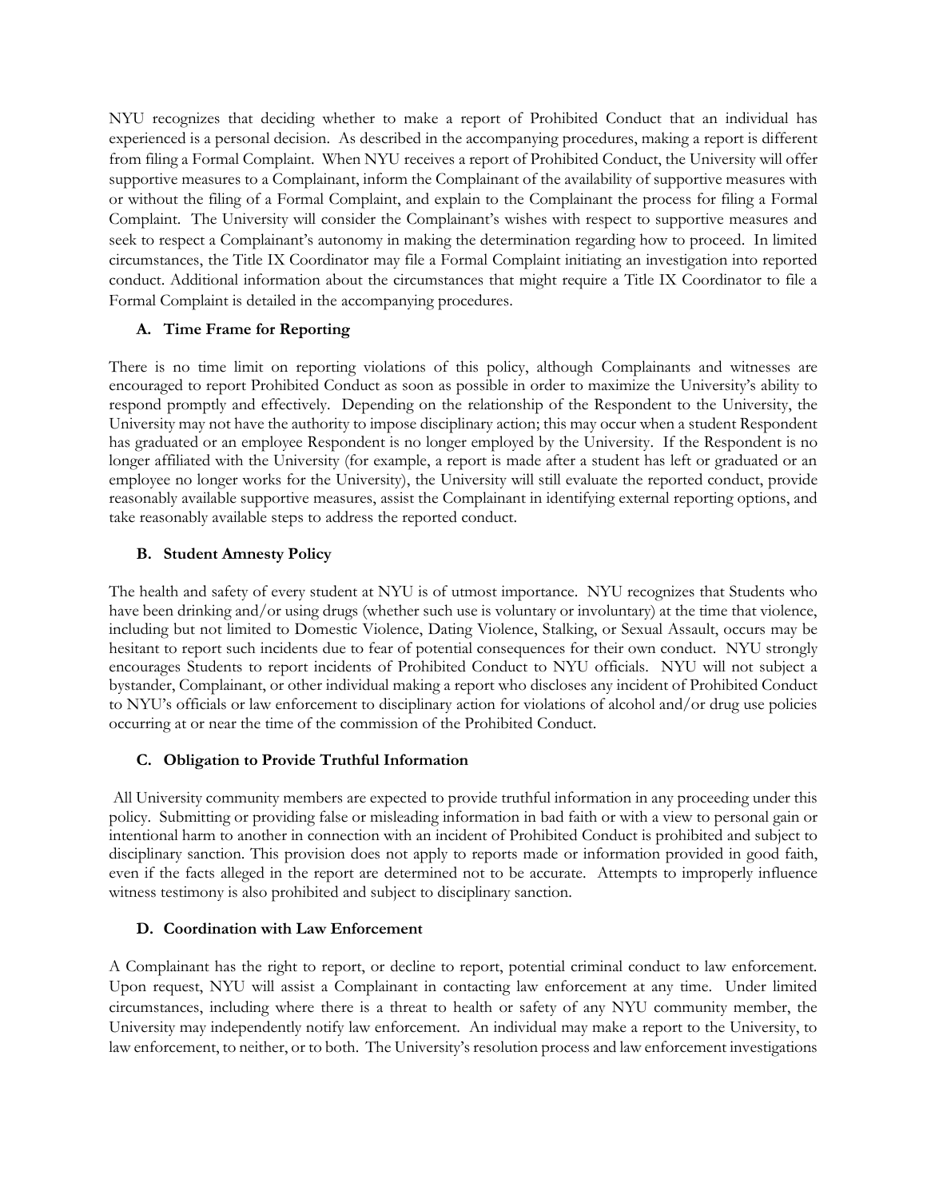NYU recognizes that deciding whether to make a report of Prohibited Conduct that an individual has experienced is a personal decision. As described in the accompanying procedures, making a report is different from filing a Formal Complaint. When NYU receives a report of Prohibited Conduct, the University will offer supportive measures to a Complainant, inform the Complainant of the availability of supportive measures with or without the filing of a Formal Complaint, and explain to the Complainant the process for filing a Formal Complaint. The University will consider the Complainant's wishes with respect to supportive measures and seek to respect a Complainant's autonomy in making the determination regarding how to proceed. In limited circumstances, the Title IX Coordinator may file a Formal Complaint initiating an investigation into reported conduct. Additional information about the circumstances that might require a Title IX Coordinator to file a Formal Complaint is detailed in the accompanying procedures.

### A. Time Frame for Reporting

There is no time limit on reporting violations of this policy, although Complainants and witnesses are encouraged to report Prohibited Conduct as soon as possible in order to maximize the University's ability to respond promptly and effectively. Depending on the relationship of the Respondent to the University, the University may not have the authority to impose disciplinary action; this may occur when a student Respondent has graduated or an employee Respondent is no longer employed by the University. If the Respondent is no longer affiliated with the University (for example, a report is made after a student has left or graduated or an employee no longer works for the University), the University will still evaluate the reported conduct, provide reasonably available supportive measures, assist the Complainant in identifying external reporting options, and take reasonably available steps to address the reported conduct.

### B. Student Amnesty Policy

The health and safety of every student at NYU is of utmost importance. NYU recognizes that Students who have been drinking and/or using drugs (whether such use is voluntary or involuntary) at the time that violence, including but not limited to Domestic Violence, Dating Violence, Stalking, or Sexual Assault, occurs may be hesitant to report such incidents due to fear of potential consequences for their own conduct. NYU strongly encourages Students to report incidents of Prohibited Conduct to NYU officials. NYU will not subject a bystander, Complainant, or other individual making a report who discloses any incident of Prohibited Conduct to NYU's officials or law enforcement to disciplinary action for violations of alcohol and/or drug use policies occurring at or near the time of the commission of the Prohibited Conduct.

### C. Obligation to Provide Truthful Information

All University community members are expected to provide truthful information in any proceeding under this policy. Submitting or providing false or misleading information in bad faith or with a view to personal gain or intentional harm to another in connection with an incident of Prohibited Conduct is prohibited and subject to disciplinary sanction. This provision does not apply to reports made or information provided in good faith, even if the facts alleged in the report are determined not to be accurate. Attempts to improperly influence witness testimony is also prohibited and subject to disciplinary sanction.

### D. Coordination with Law Enforcement

A Complainant has the right to report, or decline to report, potential criminal conduct to law enforcement. Upon request, NYU will assist a Complainant in contacting law enforcement at any time. Under limited circumstances, including where there is a threat to health or safety of any NYU community member, the University may independently notify law enforcement. An individual may make a report to the University, to law enforcement, to neither, or to both. The University's resolution process and law enforcement investigations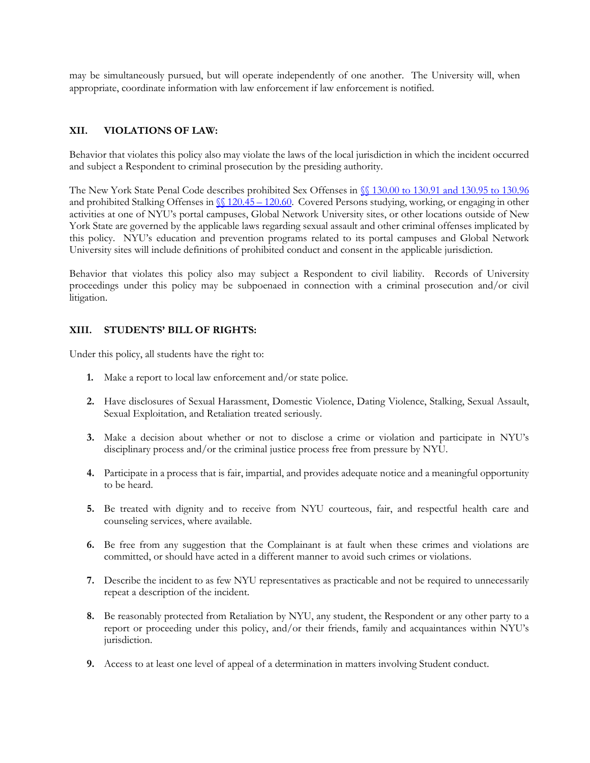may be simultaneously pursued, but will operate independently of one another. The University will, when appropriate, coordinate information with law enforcement if law enforcement is notified.

## XII. VIOLATIONS OF LAW:

Behavior that violates this policy also may violate the laws of the local jurisdiction in which the incident occurred and subject a Respondent to criminal prosecution by the presiding authority.

The New York State Penal Code describes prohibited Sex Offenses in §§ 130.00 to 130.91 and 130.95 to 130.96 and prohibited Stalking Offenses in §§ 120.45 – 120.60. Covered Persons studying, working, or engaging in other activities at one of NYU's portal campuses, Global Network University sites, or other locations outside of New York State are governed by the applicable laws regarding sexual assault and other criminal offenses implicated by this policy. NYU's education and prevention programs related to its portal campuses and Global Network University sites will include definitions of prohibited conduct and consent in the applicable jurisdiction.

Behavior that violates this policy also may subject a Respondent to civil liability. Records of University proceedings under this policy may be subpoenaed in connection with a criminal prosecution and/or civil litigation.

## XIII. STUDENTS' BILL OF RIGHTS:

Under this policy, all students have the right to:

1. Make a report to local law enforcement and/or state police.
2. Have disclosures of Sexual Harassment, Domestic Violence, Dating Violence, Stalking, Sexual Assault, Sexual Exploitation, and Retaliation treated seriously.
3. Make a decision about whether or not to disclose a crime or violation and participate in NYU's disciplinary process and/or the criminal justice process free from pressure by NYU.
4. Participate in a process that is fair, impartial, and provides adequate notice and a meaningful opportunity to be heard.
5. Be treated with dignity and to receive from NYU courteous, fair, and respectful health care and counseling services, where available.
6. Be free from any suggestion that the Complainant is at fault when these crimes and violations are committed, or should have acted in a different manner to avoid such crimes or violations.
7. Describe the incident to as few NYU representatives as practicable and not be required to unnecessarily repeat a description of the incident.
8. Be reasonably protected from Retaliation by NYU, any student, the Respondent or any other party to a report or proceeding under this policy, and/or their friends, family and acquaintances within NYU's jurisdiction.
9. Access to at least one level of appeal of a determination in matters involving Student conduct.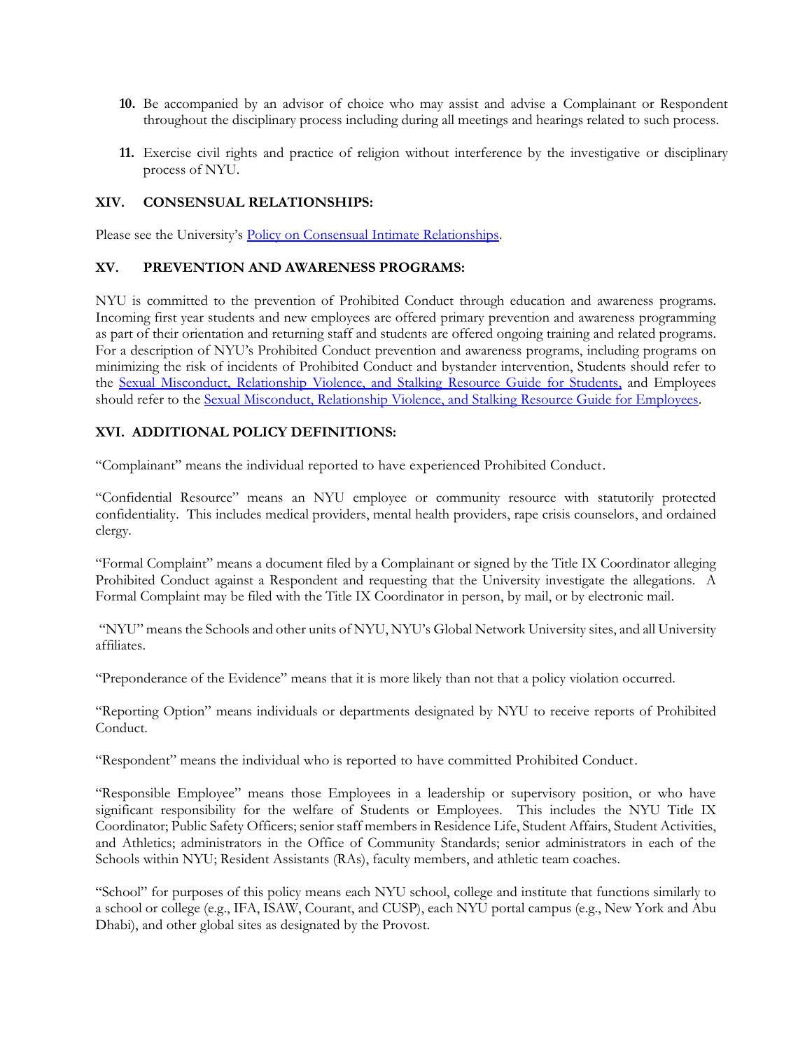10. Be accompanied by an advisor of choice who may assist and advise a Complainant or Respondent throughout the disciplinary process including during all meetings and hearings related to such process.

11. Exercise civil rights and practice of religion without interference by the investigative or disciplinary process of NYU.

## XIV. CONSENSUAL RELATIONSHIPS:

Please see the University's Policy on Consensual Intimate Relationships.

## XV. PREVENTION AND AWARENESS PROGRAMS:

NYU is committed to the prevention of Prohibited Conduct through education and awareness programs. Incoming first year students and new employees are offered primary prevention and awareness programming as part of their orientation and returning staff and students are offered ongoing training and related programs. For a description of NYU's Prohibited Conduct prevention and awareness programs, including programs on minimizing the risk of incidents of Prohibited Conduct and bystander intervention, Students should refer to the Sexual Misconduct, Relationship Violence, and Stalking Resource Guide for Students, and Employees should refer to the Sexual Misconduct, Relationship Violence, and Stalking Resource Guide for Employees.

## XVI. ADDITIONAL POLICY DEFINITIONS:

"Complainant" means the individual reported to have experienced Prohibited Conduct.

"Confidential Resource" means an NYU employee or community resource with statutorily protected confidentiality. This includes medical providers, mental health providers, rape crisis counselors, and ordained clergy.

"Formal Complaint" means a document filed by a Complainant or signed by the Title IX Coordinator alleging Prohibited Conduct against a Respondent and requesting that the University investigate the allegations. A Formal Complaint may be filed with the Title IX Coordinator in person, by mail, or by electronic mail.

"NYU" means the Schools and other units of NYU, NYU's Global Network University sites, and all University affiliates.

"Preponderance of the Evidence" means that it is more likely than not that a policy violation occurred.

"Reporting Option" means individuals or departments designated by NYU to receive reports of Prohibited Conduct.

"Respondent" means the individual who is reported to have committed Prohibited Conduct.

"Responsible Employee" means those Employees in a leadership or supervisory position, or who have significant responsibility for the welfare of Students or Employees. This includes the NYU Title IX Coordinator; Public Safety Officers; senior staff members in Residence Life, Student Affairs, Student Activities, and Athletics; administrators in the Office of Community Standards; senior administrators in each of the Schools within NYU; Resident Assistants (RAs), faculty members, and athletic team coaches.

"School" for purposes of this policy means each NYU school, college and institute that functions similarly to a school or college (e.g., IFA, ISAW, Courant, and CUSP), each NYU portal campus (e.g., New York and Abu Dhabi), and other global sites as designated by the Provost.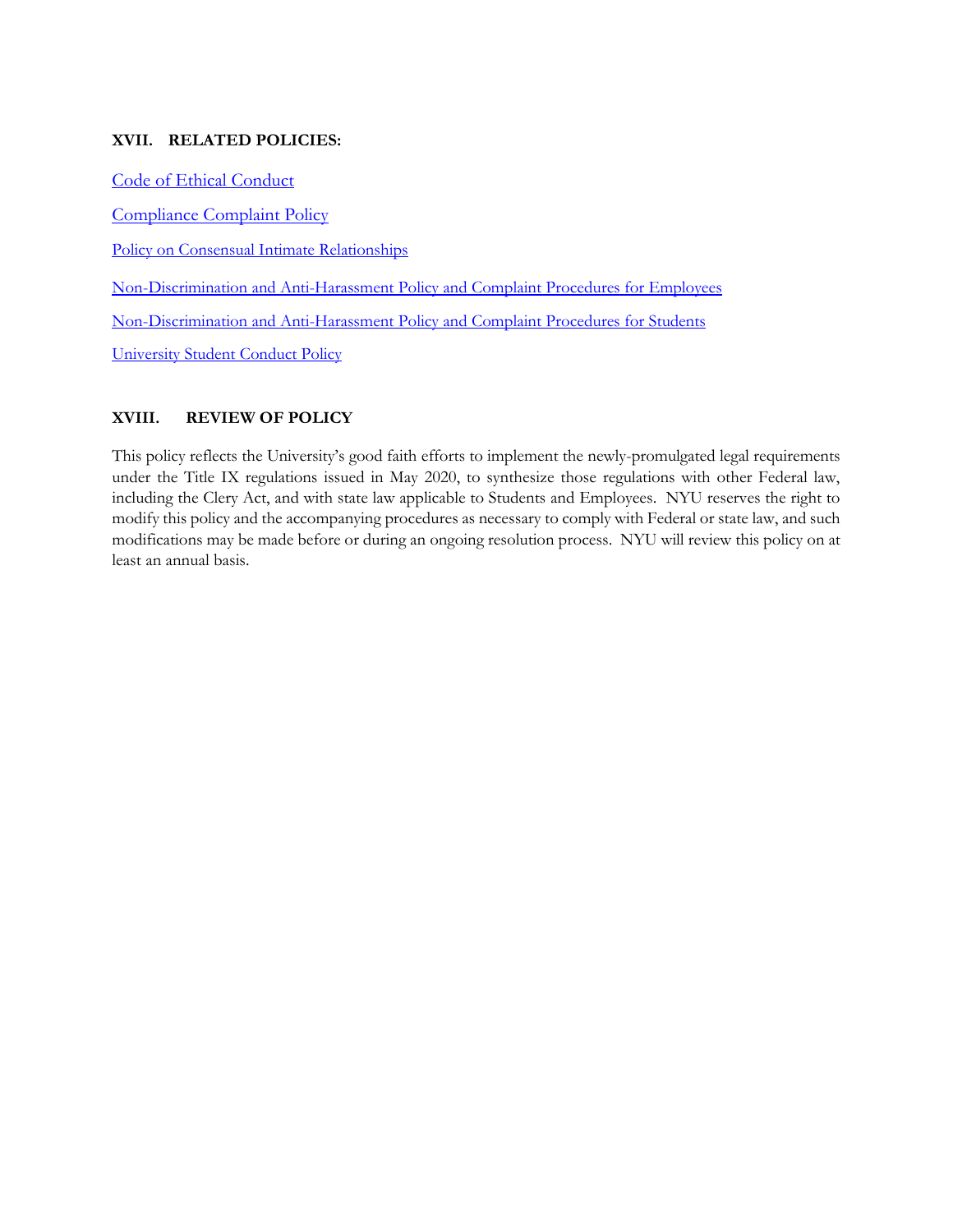## XVII. RELATED POLICIES:

Code of Ethical Conduct

Compliance Complaint Policy

Policy on Consensual Intimate Relationships

Non-Discrimination and Anti-Harassment Policy and Complaint Procedures for Employees

Non-Discrimination and Anti-Harassment Policy and Complaint Procedures for Students

University Student Conduct Policy

## XVIII. REVIEW OF POLICY

This policy reflects the University's good faith efforts to implement the newly-promulgated legal requirements under the Title IX regulations issued in May 2020, to synthesize those regulations with other Federal law, including the Clery Act, and with state law applicable to Students and Employees. NYU reserves the right to modify this policy and the accompanying procedures as necessary to comply with Federal or state law, and such modifications may be made before or during an ongoing resolution process. NYU will review this policy on at least an annual basis.